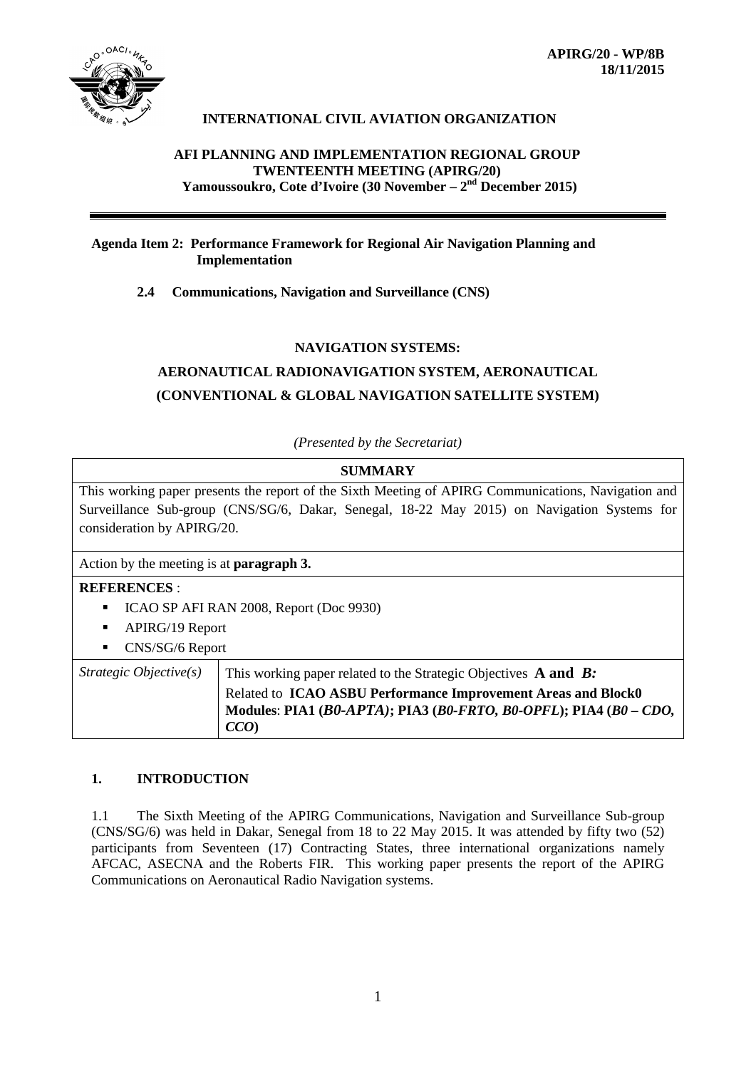**APIRG/20 - WP/8B**
**18/11/2015**

**INTERNATIONAL CIVIL AVIATION ORGANIZATION**

**AFI PLANNING AND IMPLEMENTATION REGIONAL GROUP**
**TWENTEENTH MEETING (APIRG/20)**
**Yamoussoukro, Cote d'Ivoire (30 November – 2nd December 2015)**

---

**Agenda Item 2: Performance Framework for Regional Air Navigation Planning and Implementation**

**2.4 Communications, Navigation and Surveillance (CNS)**

**NAVIGATION SYSTEMS:**

**AERONAUTICAL RADIONAVIGATION SYSTEM, AERONAUTICAL**

**(CONVENTIONAL & GLOBAL NAVIGATION SATELLITE SYSTEM)**

*(Presented by the Secretariat)*

| **SUMMARY** | |
|---|---|
| This working paper presents the report of the Sixth Meeting of APIRG Communications, Navigation and Surveillance Sub-group (CNS/SG/6, Dakar, Senegal, 18-22 May 2015) on Navigation Systems for consideration by APIRG/20. | |
| Action by the meeting is at **paragraph 3.** | |
| **REFERENCES** :<br>▪ ICAO SP AFI RAN 2008, Report (Doc 9930)<br>▪ APIRG/19 Report<br>▪ CNS/SG/6 Report | |
| *Strategic Objective(s)* | This working paper related to the Strategic Objectives **A and *B:***<br>Related to **ICAO ASBU Performance Improvement Areas and Block0 Modules**: **PIA1 (*B0-APTA*); PIA3 (*B0-FRTO, B0-OPFL*); PIA4 (*B0 – CDO, CCO*)** |

## 1. INTRODUCTION

1.1 The Sixth Meeting of the APIRG Communications, Navigation and Surveillance Sub-group (CNS/SG/6) was held in Dakar, Senegal from 18 to 22 May 2015. It was attended by fifty two (52) participants from Seventeen (17) Contracting States, three international organizations namely AFCAC, ASECNA and the Roberts FIR. This working paper presents the report of the APIRG Communications on Aeronautical Radio Navigation systems.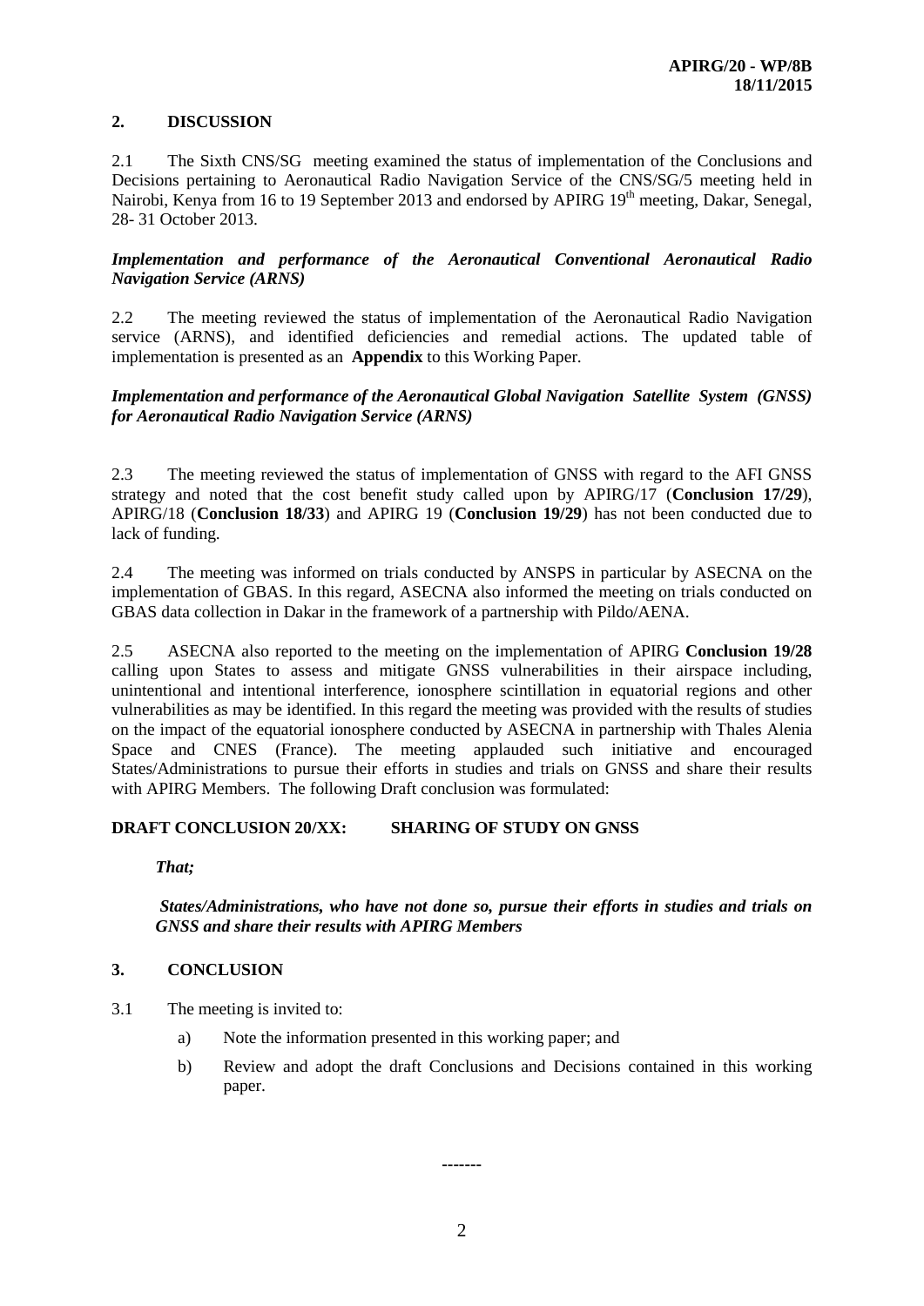## 2. DISCUSSION

2.1 The Sixth CNS/SG meeting examined the status of implementation of the Conclusions and Decisions pertaining to Aeronautical Radio Navigation Service of the CNS/SG/5 meeting held in Nairobi, Kenya from 16 to 19 September 2013 and endorsed by APIRG 19[th] meeting, Dakar, Senegal, 28- 31 October 2013.

***Implementation and performance of the Aeronautical Conventional Aeronautical Radio Navigation Service (ARNS)***

2.2 The meeting reviewed the status of implementation of the Aeronautical Radio Navigation service (ARNS), and identified deficiencies and remedial actions. The updated table of implementation is presented as an **Appendix** to this Working Paper.

***Implementation and performance of the Aeronautical Global Navigation Satellite System (GNSS) for Aeronautical Radio Navigation Service (ARNS)***

2.3 The meeting reviewed the status of implementation of GNSS with regard to the AFI GNSS strategy and noted that the cost benefit study called upon by APIRG/17 (**Conclusion 17/29**), APIRG/18 (**Conclusion 18/33**) and APIRG 19 (**Conclusion 19/29**) has not been conducted due to lack of funding.

2.4 The meeting was informed on trials conducted by ANSPS in particular by ASECNA on the implementation of GBAS. In this regard, ASECNA also informed the meeting on trials conducted on GBAS data collection in Dakar in the framework of a partnership with Pildo/AENA.

2.5 ASECNA also reported to the meeting on the implementation of APIRG **Conclusion 19/28** calling upon States to assess and mitigate GNSS vulnerabilities in their airspace including, unintentional and intentional interference, ionosphere scintillation in equatorial regions and other vulnerabilities as may be identified. In this regard the meeting was provided with the results of studies on the impact of the equatorial ionosphere conducted by ASECNA in partnership with Thales Alenia Space and CNES (France). The meeting applauded such initiative and encouraged States/Administrations to pursue their efforts in studies and trials on GNSS and share their results with APIRG Members. The following Draft conclusion was formulated:

**DRAFT CONCLUSION 20/XX: SHARING OF STUDY ON GNSS**

***That;***

***States/Administrations, who have not done so, pursue their efforts in studies and trials on GNSS and share their results with APIRG Members***

## 3. CONCLUSION

3.1 The meeting is invited to:

a) Note the information presented in this working paper; and

b) Review and adopt the draft Conclusions and Decisions contained in this working paper.

-------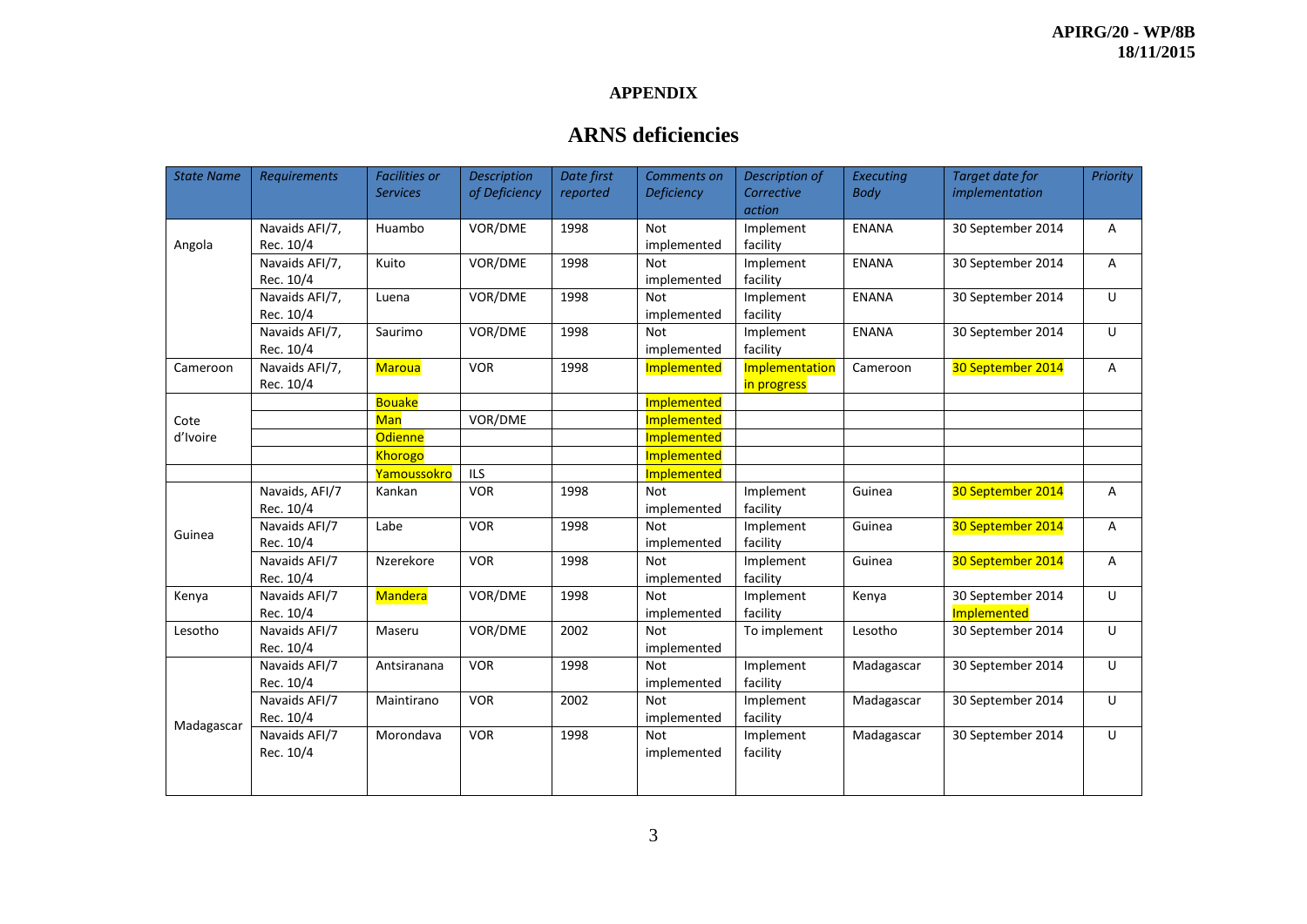**APIRG/20 - WP/8B**
**18/11/2015**

**APPENDIX**

# ARNS deficiencies

| *State Name* | *Requirements* | *Facilities or Services* | *Description of Deficiency* | *Date first reported* | *Comments on Deficiency* | *Description of Corrective action* | *Executing Body* | *Target date for implementation* | *Priority* |
|---|---|---|---|---|---|---|---|---|---|
| Angola | Navaids AFI/7, Rec. 10/4 | Huambo | VOR/DME | 1998 | Not implemented | Implement facility | ENANA | 30 September 2014 | A |
| | Navaids AFI/7, Rec. 10/4 | Kuito | VOR/DME | 1998 | Not implemented | Implement facility | ENANA | 30 September 2014 | A |
| | Navaids AFI/7, Rec. 10/4 | Luena | VOR/DME | 1998 | Not implemented | Implement facility | ENANA | 30 September 2014 | U |
| | Navaids AFI/7, Rec. 10/4 | Saurimo | VOR/DME | 1998 | Not implemented | Implement facility | ENANA | 30 September 2014 | U |
| Cameroon | Navaids AFI/7, Rec. 10/4 | Maroua | VOR | 1998 | Implemented | Implementation in progress | Cameroon | 30 September 2014 | A |
| Cote d'Ivoire | | Bouake | | | Implemented | | | | |
| | | Man | VOR/DME | | Implemented | | | | |
| | | Odienne | | | Implemented | | | | |
| | | Khorogo | | | Implemented | | | | |
| | | Yamoussokro | ILS | | Implemented | | | | |
| Guinea | Navaids, AFI/7 Rec. 10/4 | Kankan | VOR | 1998 | Not implemented | Implement facility | Guinea | 30 September 2014 | A |
| | Navaids AFI/7 Rec. 10/4 | Labe | VOR | 1998 | Not implemented | Implement facility | Guinea | 30 September 2014 | A |
| | Navaids AFI/7 Rec. 10/4 | Nzerekore | VOR | 1998 | Not implemented | Implement facility | Guinea | 30 September 2014 | A |
| Kenya | Navaids AFI/7 Rec. 10/4 | Mandera | VOR/DME | 1998 | Not implemented | Implement facility | Kenya | 30 September 2014 Implemented | U |
| Lesotho | Navaids AFI/7 Rec. 10/4 | Maseru | VOR/DME | 2002 | Not implemented | To implement | Lesotho | 30 September 2014 | U |
| Madagascar | Navaids AFI/7 Rec. 10/4 | Antsiranana | VOR | 1998 | Not implemented | Implement facility | Madagascar | 30 September 2014 | U |
| | Navaids AFI/7 Rec. 10/4 | Maintirano | VOR | 2002 | Not implemented | Implement facility | Madagascar | 30 September 2014 | U |
| | Navaids AFI/7 Rec. 10/4 | Morondava | VOR | 1998 | Not implemented | Implement facility | Madagascar | 30 September 2014 | U |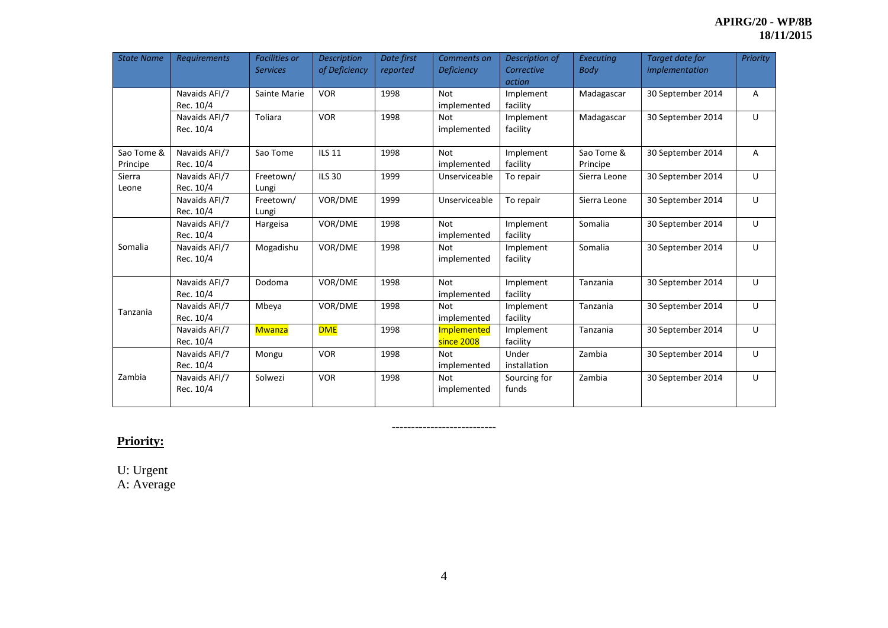| State Name | Requirements | Facilities or Services | Description of Deficiency | Date first reported | Comments on Deficiency | Description of Corrective action | Executing Body | Target date for implementation | Priority |
|---|---|---|---|---|---|---|---|---|---|
| | Navaids AFI/7 Rec. 10/4 | Sainte Marie | VOR | 1998 | Not implemented | Implement facility | Madagascar | 30 September 2014 | A |
| | Navaids AFI/7 Rec. 10/4 | Toliara | VOR | 1998 | Not implemented | Implement facility | Madagascar | 30 September 2014 | U |
| Sao Tome & Principe | Navaids AFI/7 Rec. 10/4 | Sao Tome | ILS 11 | 1998 | Not implemented | Implement facility | Sao Tome & Principe | 30 September 2014 | A |
| Sierra Leone | Navaids AFI/7 Rec. 10/4 | Freetown/ Lungi | ILS 30 | 1999 | Unserviceable | To repair | Sierra Leone | 30 September 2014 | U |
| | Navaids AFI/7 Rec. 10/4 | Freetown/ Lungi | VOR/DME | 1999 | Unserviceable | To repair | Sierra Leone | 30 September 2014 | U |
| Somalia | Navaids AFI/7 Rec. 10/4 | Hargeisa | VOR/DME | 1998 | Not implemented | Implement facility | Somalia | 30 September 2014 | U |
| | Navaids AFI/7 Rec. 10/4 | Mogadishu | VOR/DME | 1998 | Not implemented | Implement facility | Somalia | 30 September 2014 | U |
| Tanzania | Navaids AFI/7 Rec. 10/4 | Dodoma | VOR/DME | 1998 | Not implemented | Implement facility | Tanzania | 30 September 2014 | U |
| | Navaids AFI/7 Rec. 10/4 | Mbeya | VOR/DME | 1998 | Not implemented | Implement facility | Tanzania | 30 September 2014 | U |
| | Navaids AFI/7 Rec. 10/4 | Mwanza | DME | 1998 | Implemented since 2008 | Implement facility | Tanzania | 30 September 2014 | U |
| Zambia | Navaids AFI/7 Rec. 10/4 | Mongu | VOR | 1998 | Not implemented | Under installation | Zambia | 30 September 2014 | U |
| | Navaids AFI/7 Rec. 10/4 | Solwezi | VOR | 1998 | Not implemented | Sourcing for funds | Zambia | 30 September 2014 | U |

---------------------------

**Priority:**

U: Urgent
A: Average